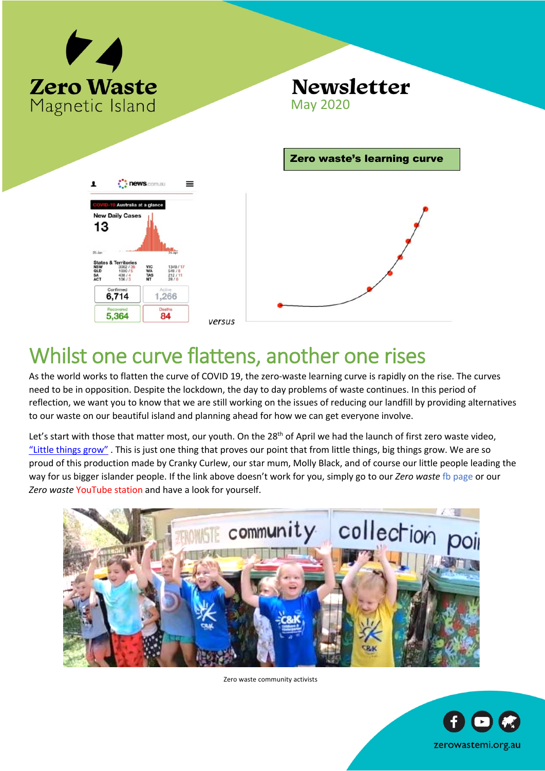# Zero Waste Magnetic Island

# Newsletter

May 2020

**Zero waste's learning curve**

versus

## Whilst one curve flattens, another one rises

As the world works to flatten the curve of COVID 19, the zero-waste learning curve is rapidly on the rise. The curves need to be in opposition. Despite the lockdown, the day to day problems of waste continues. In this period of reflection, we want you to know that we are still working on the issues of reducing our landfill by providing alternatives to our waste on our beautiful island and planning ahead for how we can get everyone involve.

Let's start with those that matter most, our youth. On the 28th of April we had the launch of first zero waste video, "Little things grow" . This is just one thing that proves our point that from little things, big things grow. We are so proud of this production made by Cranky Curlew, our star mum, Molly Black, and of course our little people leading the way for us bigger islander people. If the link above doesn't work for you, simply go to our *Zero waste* fb page or our *Zero waste* YouTube station and have a look for yourself.

Zero waste community activists

zerowastemi.org.au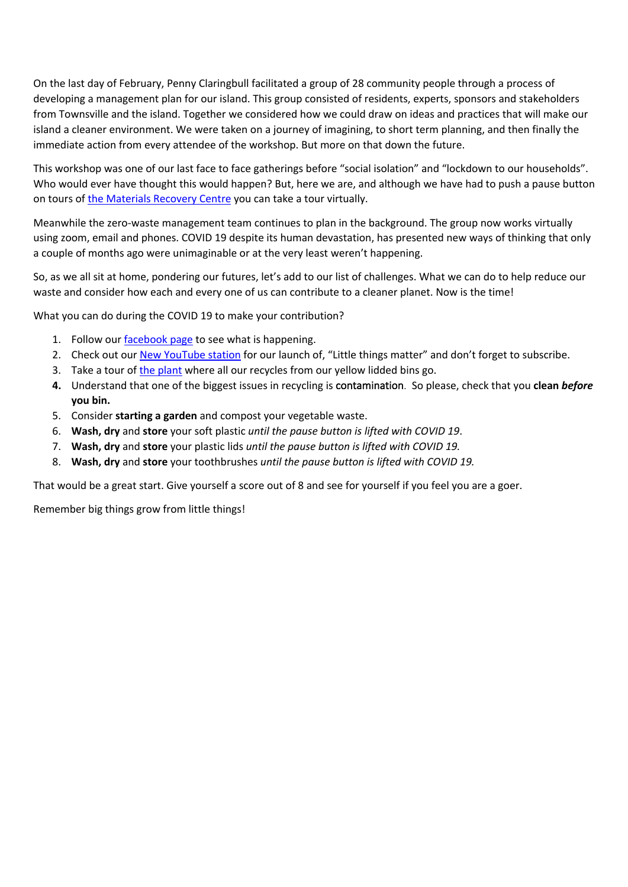On the last day of February, Penny Claringbull facilitated a group of 28 community people through a process of developing a management plan for our island. This group consisted of residents, experts, sponsors and stakeholders from Townsville and the island. Together we considered how we could draw on ideas and practices that will make our island a cleaner environment. We were taken on a journey of imagining, to short term planning, and then finally the immediate action from every attendee of the workshop. But more on that down the future.

This workshop was one of our last face to face gatherings before "social isolation" and "lockdown to our households". Who would ever have thought this would happen? But, here we are, and although we have had to push a pause button on tours of the Materials Recovery Centre you can take a tour virtually.

Meanwhile the zero-waste management team continues to plan in the background. The group now works virtually using zoom, email and phones. COVID 19 despite its human devastation, has presented new ways of thinking that only a couple of months ago were unimaginable or at the very least weren't happening.

So, as we all sit at home, pondering our futures, let's add to our list of challenges. What we can do to help reduce our waste and consider how each and every one of us can contribute to a cleaner planet. Now is the time!

What you can do during the COVID 19 to make your contribution?

1. Follow our facebook page to see what is happening.
2. Check out our New YouTube station for our launch of, "Little things matter" and don't forget to subscribe.
3. Take a tour of the plant where all our recycles from our yellow lidded bins go.
4. Understand that one of the biggest issues in recycling is contamination. So please, check that you **clean *before* you bin.**
5. Consider **starting a garden** and compost your vegetable waste.
6. **Wash, dry** and **store** your soft plastic *until the pause button is lifted with COVID 19*.
7. **Wash, dry** and **store** your plastic lids *until the pause button is lifted with COVID 19.*
8. **Wash, dry** and **store** your toothbrushes *until the pause button is lifted with COVID 19.*

That would be a great start. Give yourself a score out of 8 and see for yourself if you feel you are a goer.

Remember big things grow from little things!